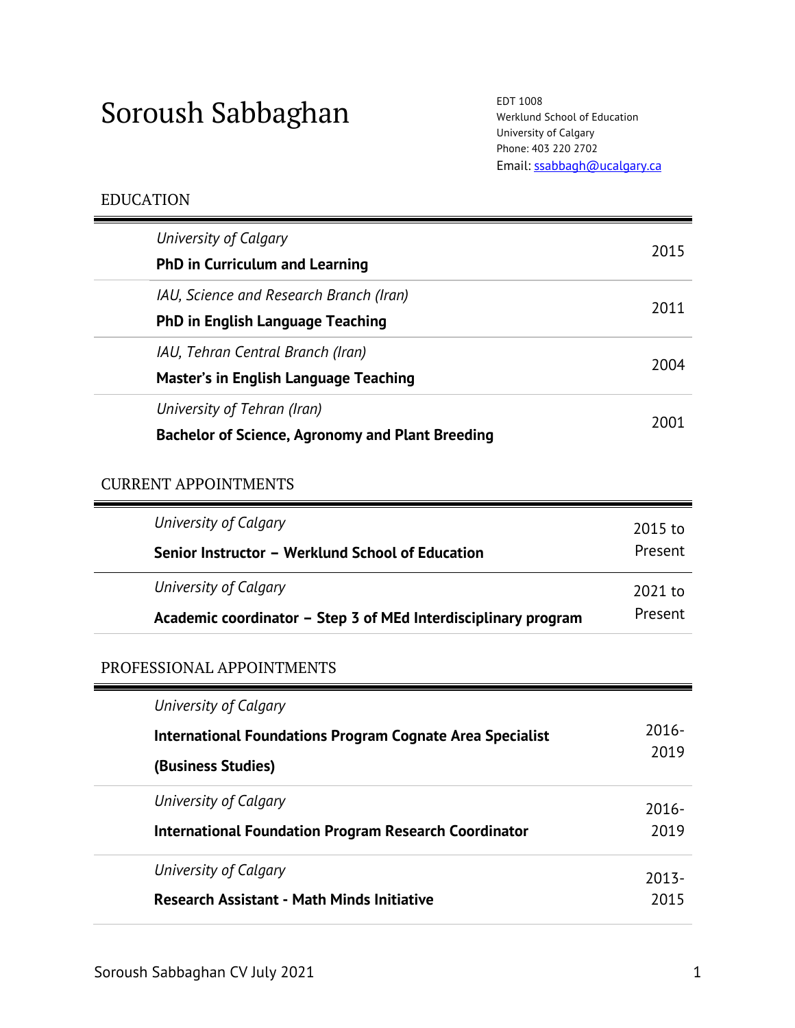# Soroush Sabbaghan

EDT 1008
Werklund School of Education
University of Calgary
Phone: 403 220 2702
Email: ssabbagh@ucalgary.ca

## EDUCATION

| | |
|---|---|
| *University of Calgary*<br>**PhD in Curriculum and Learning** | 2015 |
| *IAU, Science and Research Branch (Iran)*<br>**PhD in English Language Teaching** | 2011 |
| *IAU, Tehran Central Branch (Iran)*<br>**Master's in English Language Teaching** | 2004 |
| *University of Tehran (Iran)*<br>**Bachelor of Science, Agronomy and Plant Breeding** | 2001 |

## CURRENT APPOINTMENTS

| | |
|---|---|
| *University of Calgary*<br>**Senior Instructor – Werklund School of Education** | 2015 to Present |
| *University of Calgary*<br>**Academic coordinator – Step 3 of MEd Interdisciplinary program** | 2021 to Present |

## PROFESSIONAL APPOINTMENTS

| | |
|---|---|
| *University of Calgary*<br>**International Foundations Program Cognate Area Specialist (Business Studies)** | 2016-2019 |
| *University of Calgary*<br>**International Foundation Program Research Coordinator** | 2016-2019 |
| *University of Calgary*<br>**Research Assistant - Math Minds Initiative** | 2013-2015 |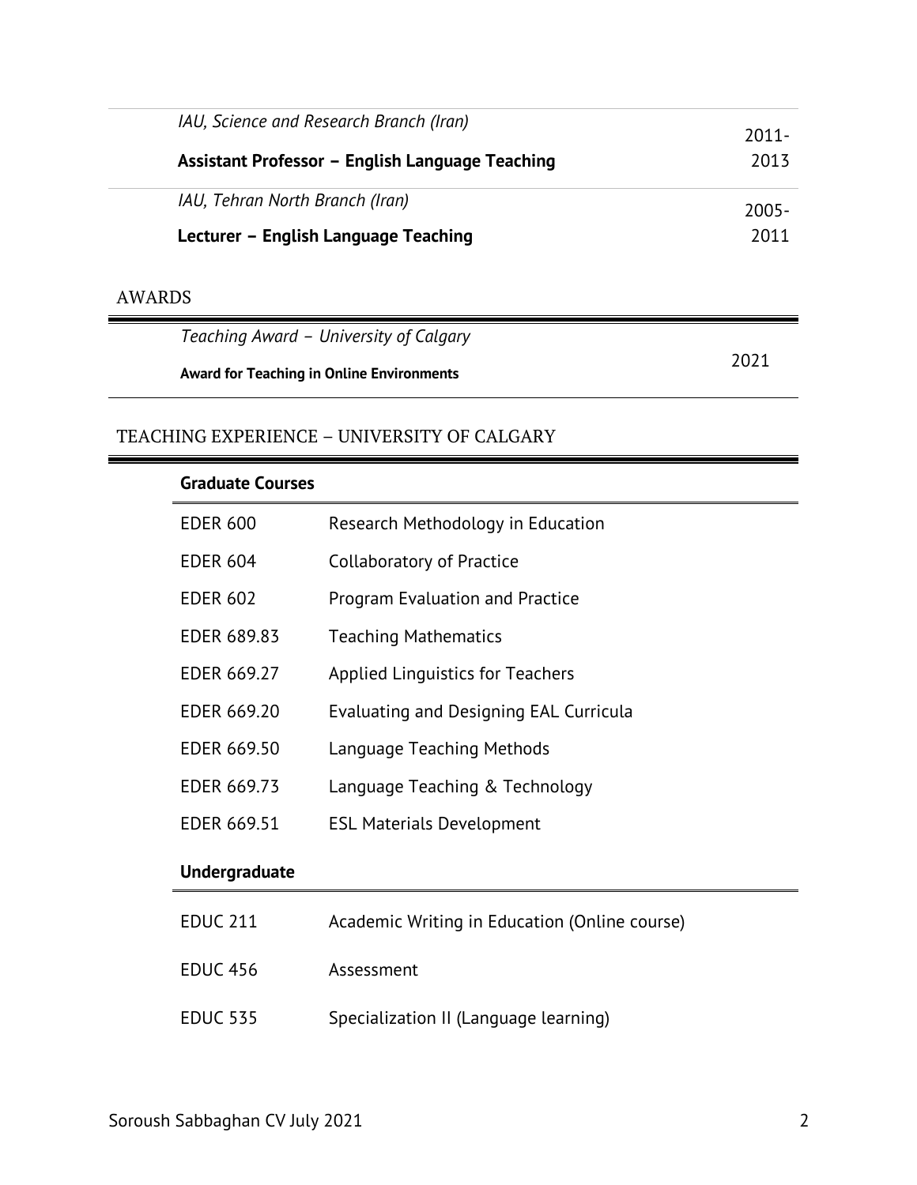*IAU, Science and Research Branch (Iran)*

**Assistant Professor – English Language Teaching** 2011-2013

*IAU, Tehran North Branch (Iran)*

**Lecturer – English Language Teaching** 2005-2011

## AWARDS

*Teaching Award – University of Calgary*

**Award for Teaching in Online Environments** 2021

## TEACHING EXPERIENCE – UNIVERSITY OF CALGARY

**Graduate Courses**

| | |
|---|---|
| EDER 600 | Research Methodology in Education |
| EDER 604 | Collaboratory of Practice |
| EDER 602 | Program Evaluation and Practice |
| EDER 689.83 | Teaching Mathematics |
| EDER 669.27 | Applied Linguistics for Teachers |
| EDER 669.20 | Evaluating and Designing EAL Curricula |
| EDER 669.50 | Language Teaching Methods |
| EDER 669.73 | Language Teaching & Technology |
| EDER 669.51 | ESL Materials Development |

**Undergraduate**

| | |
|---|---|
| EDUC 211 | Academic Writing in Education (Online course) |
| EDUC 456 | Assessment |
| EDUC 535 | Specialization II (Language learning) |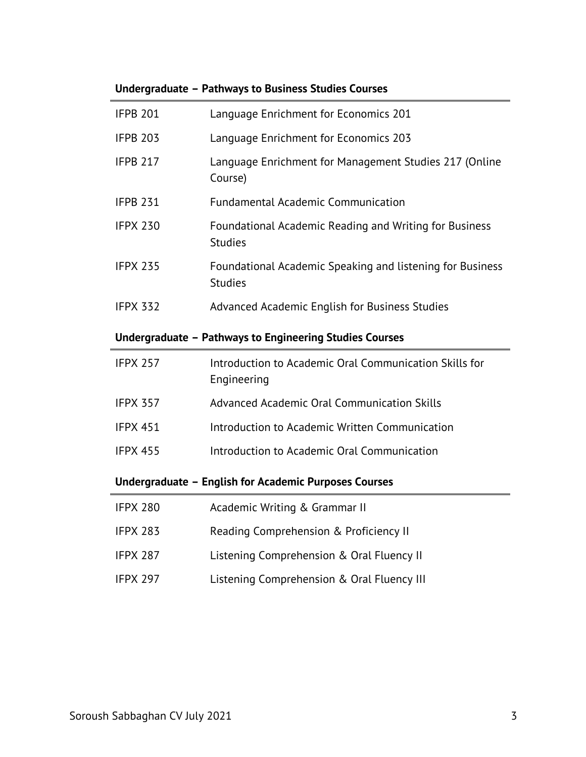### Undergraduate – Pathways to Business Studies Courses

| | |
|---|---|
| IFPB 201 | Language Enrichment for Economics 201 |
| IFPB 203 | Language Enrichment for Economics 203 |
| IFPB 217 | Language Enrichment for Management Studies 217 (Online Course) |
| IFPB 231 | Fundamental Academic Communication |
| IFPX 230 | Foundational Academic Reading and Writing for Business Studies |
| IFPX 235 | Foundational Academic Speaking and listening for Business Studies |
| IFPX 332 | Advanced Academic English for Business Studies |

### Undergraduate – Pathways to Engineering Studies Courses

| | |
|---|---|
| IFPX 257 | Introduction to Academic Oral Communication Skills for Engineering |
| IFPX 357 | Advanced Academic Oral Communication Skills |
| IFPX 451 | Introduction to Academic Written Communication |
| IFPX 455 | Introduction to Academic Oral Communication |

### Undergraduate – English for Academic Purposes Courses

| | |
|---|---|
| IFPX 280 | Academic Writing & Grammar II |
| IFPX 283 | Reading Comprehension & Proficiency II |
| IFPX 287 | Listening Comprehension & Oral Fluency II |
| IFPX 297 | Listening Comprehension & Oral Fluency III |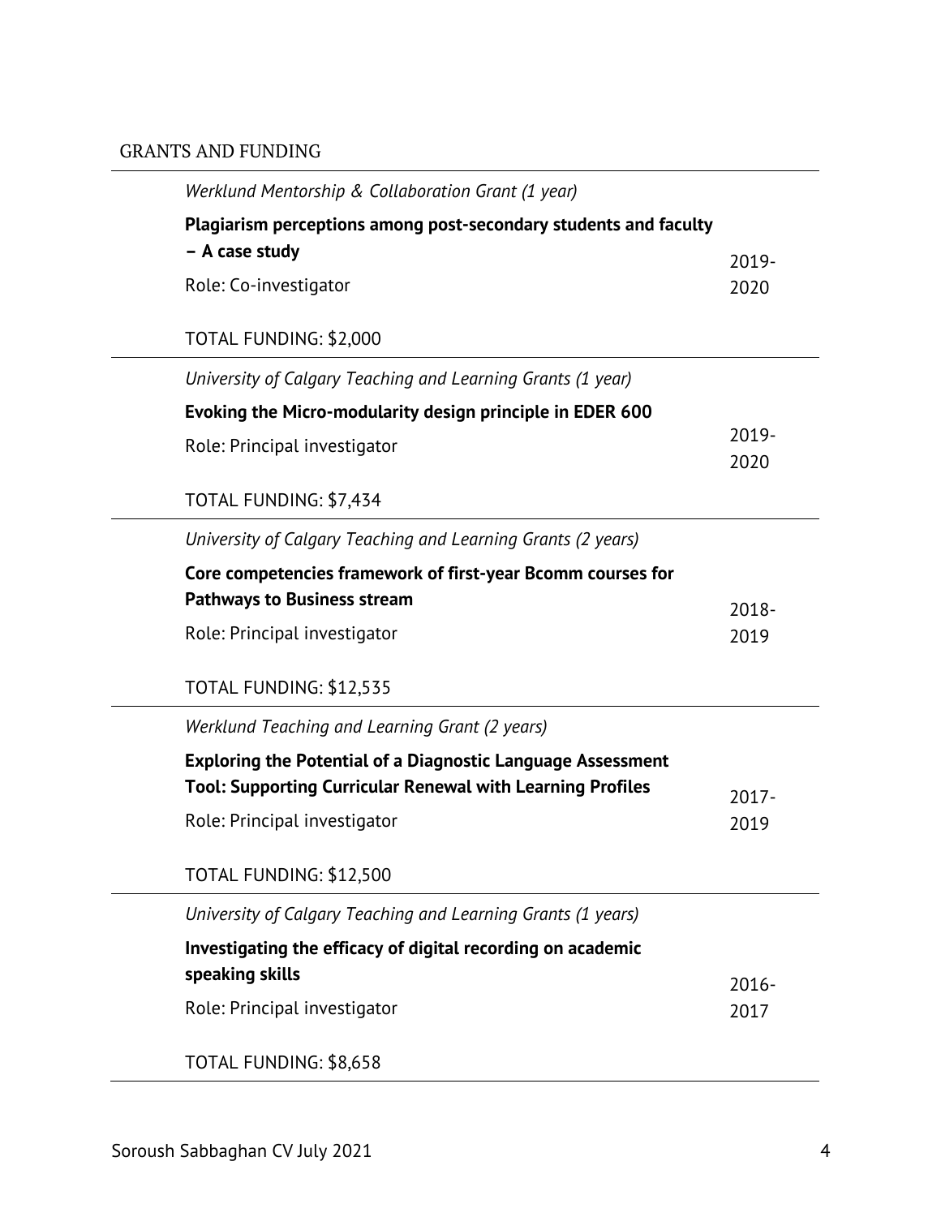## GRANTS AND FUNDING

---

*Werklund Mentorship & Collaboration Grant (1 year)*

**Plagiarism perceptions among post-secondary students and faculty – A case study**

Role: Co-investigator — 2019-2020

TOTAL FUNDING: $2,000

---

*University of Calgary Teaching and Learning Grants (1 year)*

**Evoking the Micro-modularity design principle in EDER 600**

Role: Principal investigator — 2019-2020

TOTAL FUNDING: $7,434

---

*University of Calgary Teaching and Learning Grants (2 years)*

**Core competencies framework of first-year Bcomm courses for Pathways to Business stream**

Role: Principal investigator — 2018-2019

TOTAL FUNDING: $12,535

---

*Werklund Teaching and Learning Grant (2 years)*

**Exploring the Potential of a Diagnostic Language Assessment Tool: Supporting Curricular Renewal with Learning Profiles**

Role: Principal investigator — 2017-2019

TOTAL FUNDING: $12,500

---

*University of Calgary Teaching and Learning Grants (1 years)*

**Investigating the efficacy of digital recording on academic speaking skills**

Role: Principal investigator — 2016-2017

TOTAL FUNDING: $8,658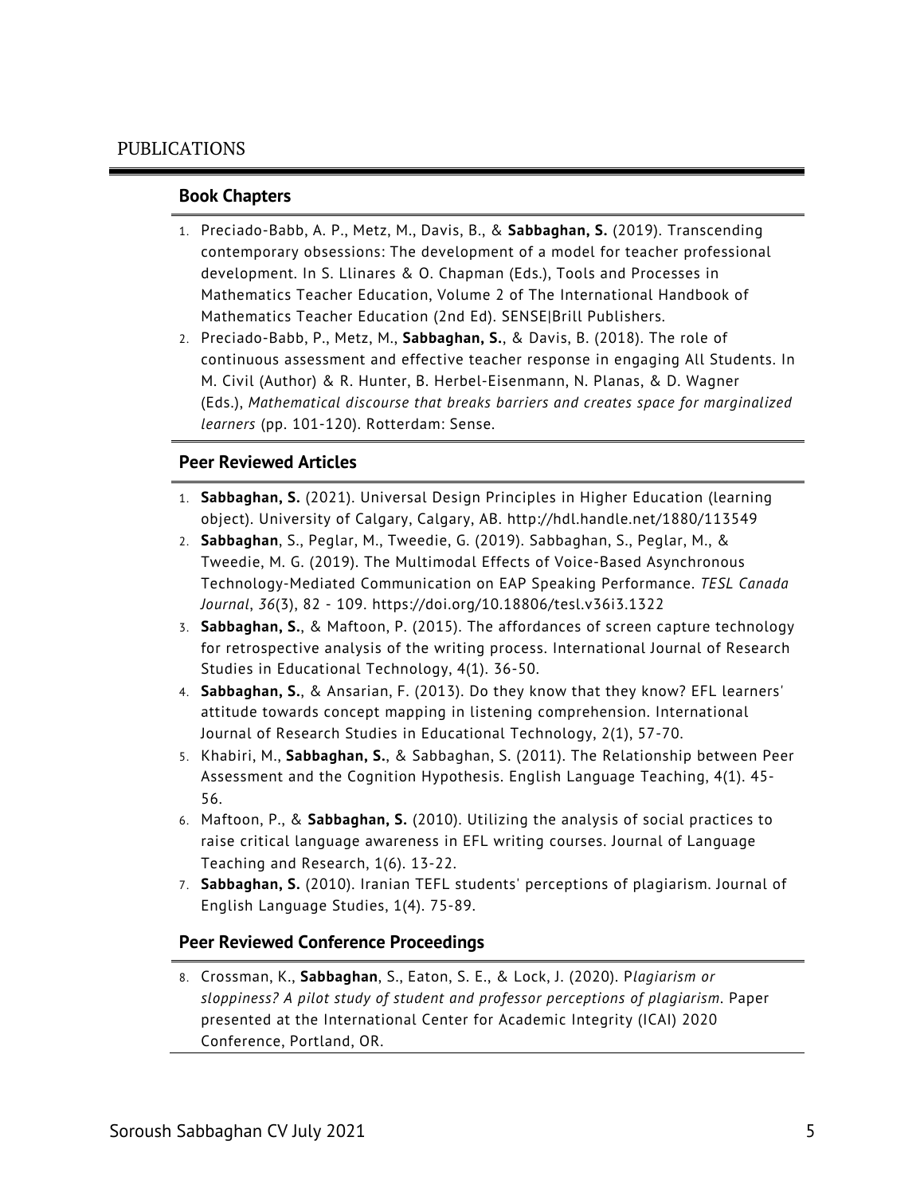# PUBLICATIONS

## Book Chapters

1. Preciado-Babb, A. P., Metz, M., Davis, B., & **Sabbaghan, S.** (2019). Transcending contemporary obsessions: The development of a model for teacher professional development. In S. Llinares & O. Chapman (Eds.), Tools and Processes in Mathematics Teacher Education, Volume 2 of The International Handbook of Mathematics Teacher Education (2nd Ed). SENSE|Brill Publishers.
2. Preciado-Babb, P., Metz, M., **Sabbaghan, S.**, & Davis, B. (2018). The role of continuous assessment and effective teacher response in engaging All Students. In M. Civil (Author) & R. Hunter, B. Herbel-Eisenmann, N. Planas, & D. Wagner (Eds.), *Mathematical discourse that breaks barriers and creates space for marginalized learners* (pp. 101-120). Rotterdam: Sense.

## Peer Reviewed Articles

1. **Sabbaghan, S.** (2021). Universal Design Principles in Higher Education (learning object). University of Calgary, Calgary, AB. http://hdl.handle.net/1880/113549
2. **Sabbaghan**, S., Peglar, M., Tweedie, G. (2019). Sabbaghan, S., Peglar, M., & Tweedie, M. G. (2019). The Multimodal Effects of Voice-Based Asynchronous Technology-Mediated Communication on EAP Speaking Performance. *TESL Canada Journal*, *36*(3), 82 - 109. https://doi.org/10.18806/tesl.v36i3.1322
3. **Sabbaghan, S.**, & Maftoon, P. (2015). The affordances of screen capture technology for retrospective analysis of the writing process. International Journal of Research Studies in Educational Technology, 4(1). 36-50.
4. **Sabbaghan, S.**, & Ansarian, F. (2013). Do they know that they know? EFL learners' attitude towards concept mapping in listening comprehension. International Journal of Research Studies in Educational Technology, 2(1), 57-70.
5. Khabiri, M., **Sabbaghan, S.**, & Sabbaghan, S. (2011). The Relationship between Peer Assessment and the Cognition Hypothesis. English Language Teaching, 4(1). 45-56.
6. Maftoon, P., & **Sabbaghan, S.** (2010). Utilizing the analysis of social practices to raise critical language awareness in EFL writing courses. Journal of Language Teaching and Research, 1(6). 13-22.
7. **Sabbaghan, S.** (2010). Iranian TEFL students' perceptions of plagiarism. Journal of English Language Studies, 1(4). 75-89.

## Peer Reviewed Conference Proceedings

8. Crossman, K., **Sabbaghan**, S., Eaton, S. E., & Lock, J. (2020). P*lagiarism or sloppiness? A pilot study of student and professor perceptions of plagiarism*. Paper presented at the International Center for Academic Integrity (ICAI) 2020 Conference, Portland, OR.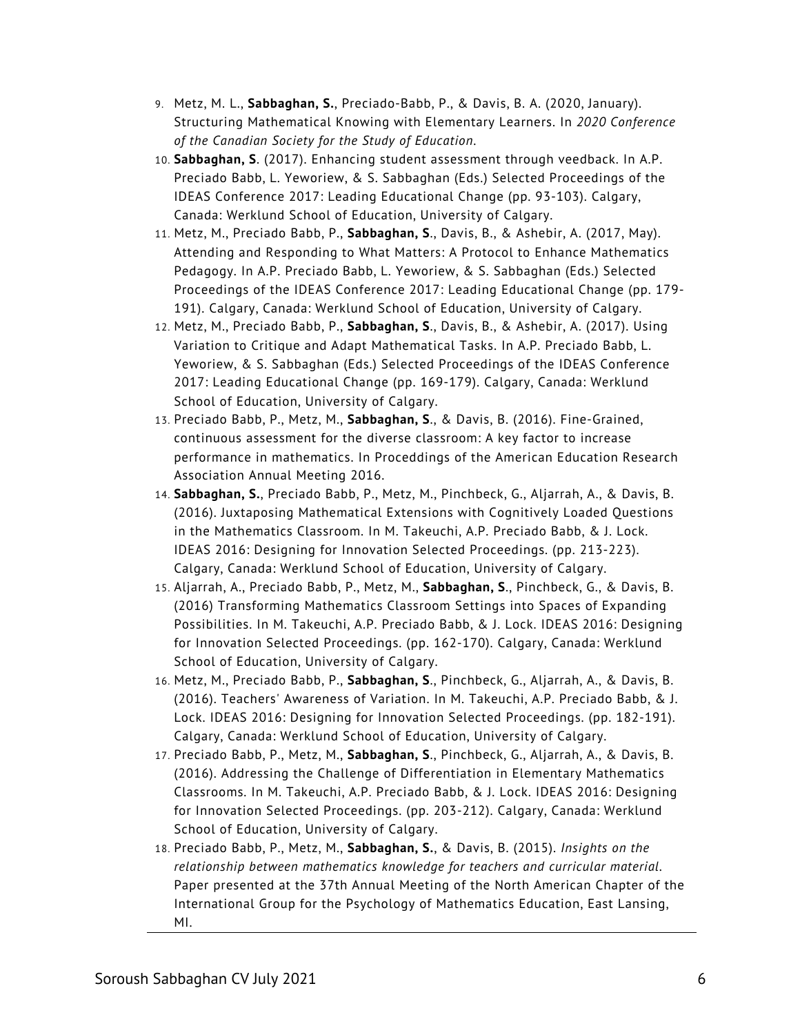9. Metz, M. L., **Sabbaghan, S.**, Preciado-Babb, P., & Davis, B. A. (2020, January). Structuring Mathematical Knowing with Elementary Learners. In *2020 Conference of the Canadian Society for the Study of Education*.
10. **Sabbaghan, S**. (2017). Enhancing student assessment through veedback. In A.P. Preciado Babb, L. Yeworiew, & S. Sabbaghan (Eds.) Selected Proceedings of the IDEAS Conference 2017: Leading Educational Change (pp. 93-103). Calgary, Canada: Werklund School of Education, University of Calgary.
11. Metz, M., Preciado Babb, P., **Sabbaghan, S**., Davis, B., & Ashebir, A. (2017, May). Attending and Responding to What Matters: A Protocol to Enhance Mathematics Pedagogy. In A.P. Preciado Babb, L. Yeworiew, & S. Sabbaghan (Eds.) Selected Proceedings of the IDEAS Conference 2017: Leading Educational Change (pp. 179-191). Calgary, Canada: Werklund School of Education, University of Calgary.
12. Metz, M., Preciado Babb, P., **Sabbaghan, S**., Davis, B., & Ashebir, A. (2017). Using Variation to Critique and Adapt Mathematical Tasks. In A.P. Preciado Babb, L. Yeworiew, & S. Sabbaghan (Eds.) Selected Proceedings of the IDEAS Conference 2017: Leading Educational Change (pp. 169-179). Calgary, Canada: Werklund School of Education, University of Calgary.
13. Preciado Babb, P., Metz, M., **Sabbaghan, S**., & Davis, B. (2016). Fine-Grained, continuous assessment for the diverse classroom: A key factor to increase performance in mathematics. In Proceddings of the American Education Research Association Annual Meeting 2016.
14. **Sabbaghan, S.**, Preciado Babb, P., Metz, M., Pinchbeck, G., Aljarrah, A., & Davis, B. (2016). Juxtaposing Mathematical Extensions with Cognitively Loaded Questions in the Mathematics Classroom. In M. Takeuchi, A.P. Preciado Babb, & J. Lock. IDEAS 2016: Designing for Innovation Selected Proceedings. (pp. 213-223). Calgary, Canada: Werklund School of Education, University of Calgary.
15. Aljarrah, A., Preciado Babb, P., Metz, M., **Sabbaghan, S**., Pinchbeck, G., & Davis, B. (2016) Transforming Mathematics Classroom Settings into Spaces of Expanding Possibilities. In M. Takeuchi, A.P. Preciado Babb, & J. Lock. IDEAS 2016: Designing for Innovation Selected Proceedings. (pp. 162-170). Calgary, Canada: Werklund School of Education, University of Calgary.
16. Metz, M., Preciado Babb, P., **Sabbaghan, S**., Pinchbeck, G., Aljarrah, A., & Davis, B. (2016). Teachers' Awareness of Variation. In M. Takeuchi, A.P. Preciado Babb, & J. Lock. IDEAS 2016: Designing for Innovation Selected Proceedings. (pp. 182-191). Calgary, Canada: Werklund School of Education, University of Calgary.
17. Preciado Babb, P., Metz, M., **Sabbaghan, S**., Pinchbeck, G., Aljarrah, A., & Davis, B. (2016). Addressing the Challenge of Differentiation in Elementary Mathematics Classrooms. In M. Takeuchi, A.P. Preciado Babb, & J. Lock. IDEAS 2016: Designing for Innovation Selected Proceedings. (pp. 203-212). Calgary, Canada: Werklund School of Education, University of Calgary.
18. Preciado Babb, P., Metz, M., **Sabbaghan, S.**, & Davis, B. (2015). *Insights on the relationship between mathematics knowledge for teachers and curricular material*. Paper presented at the 37th Annual Meeting of the North American Chapter of the International Group for the Psychology of Mathematics Education, East Lansing, MI.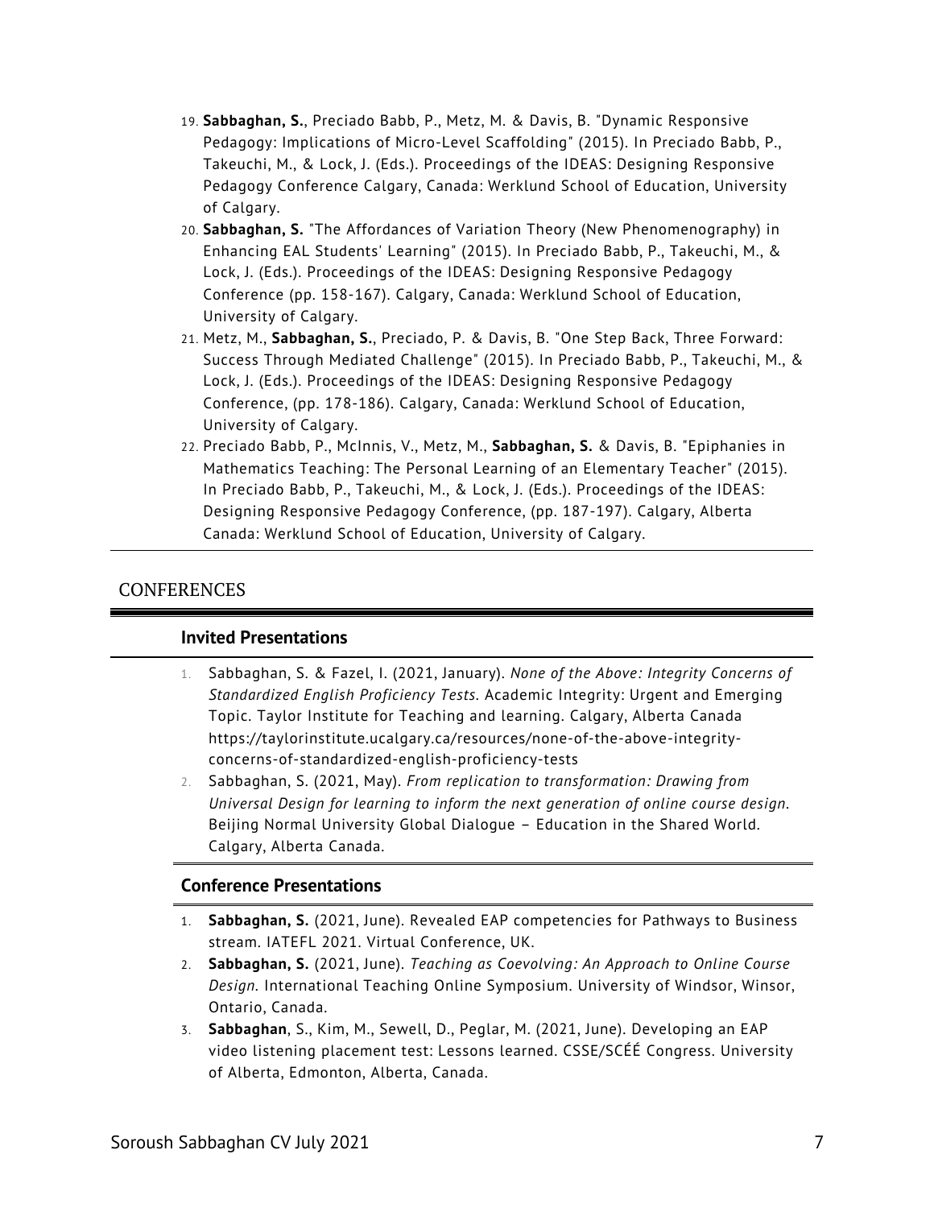19. **Sabbaghan, S.**, Preciado Babb, P., Metz, M. & Davis, B. "Dynamic Responsive Pedagogy: Implications of Micro-Level Scaffolding" (2015). In Preciado Babb, P., Takeuchi, M., & Lock, J. (Eds.). Proceedings of the IDEAS: Designing Responsive Pedagogy Conference Calgary, Canada: Werklund School of Education, University of Calgary.
20. **Sabbaghan, S.** "The Affordances of Variation Theory (New Phenomenography) in Enhancing EAL Students' Learning" (2015). In Preciado Babb, P., Takeuchi, M., & Lock, J. (Eds.). Proceedings of the IDEAS: Designing Responsive Pedagogy Conference (pp. 158-167). Calgary, Canada: Werklund School of Education, University of Calgary.
21. Metz, M., **Sabbaghan, S.**, Preciado, P. & Davis, B. "One Step Back, Three Forward: Success Through Mediated Challenge" (2015). In Preciado Babb, P., Takeuchi, M., & Lock, J. (Eds.). Proceedings of the IDEAS: Designing Responsive Pedagogy Conference, (pp. 178-186). Calgary, Canada: Werklund School of Education, University of Calgary.
22. Preciado Babb, P., McInnis, V., Metz, M., **Sabbaghan, S.** & Davis, B. "Epiphanies in Mathematics Teaching: The Personal Learning of an Elementary Teacher" (2015). In Preciado Babb, P., Takeuchi, M., & Lock, J. (Eds.). Proceedings of the IDEAS: Designing Responsive Pedagogy Conference, (pp. 187-197). Calgary, Alberta Canada: Werklund School of Education, University of Calgary.

## CONFERENCES

### Invited Presentations

1. Sabbaghan, S. & Fazel, I. (2021, January). *None of the Above: Integrity Concerns of Standardized English Proficiency Tests.* Academic Integrity: Urgent and Emerging Topic. Taylor Institute for Teaching and learning. Calgary, Alberta Canada https://taylorinstitute.ucalgary.ca/resources/none-of-the-above-integrity-concerns-of-standardized-english-proficiency-tests
2. Sabbaghan, S. (2021, May). *From replication to transformation: Drawing from Universal Design for learning to inform the next generation of online course design.* Beijing Normal University Global Dialogue – Education in the Shared World. Calgary, Alberta Canada.

### Conference Presentations

1. **Sabbaghan, S.** (2021, June). Revealed EAP competencies for Pathways to Business stream. IATEFL 2021. Virtual Conference, UK.
2. **Sabbaghan, S.** (2021, June). *Teaching as Coevolving: An Approach to Online Course Design.* International Teaching Online Symposium. University of Windsor, Winsor, Ontario, Canada.
3. **Sabbaghan**, S., Kim, M., Sewell, D., Peglar, M. (2021, June). Developing an EAP video listening placement test: Lessons learned. CSSE/SCÉÉ Congress. University of Alberta, Edmonton, Alberta, Canada.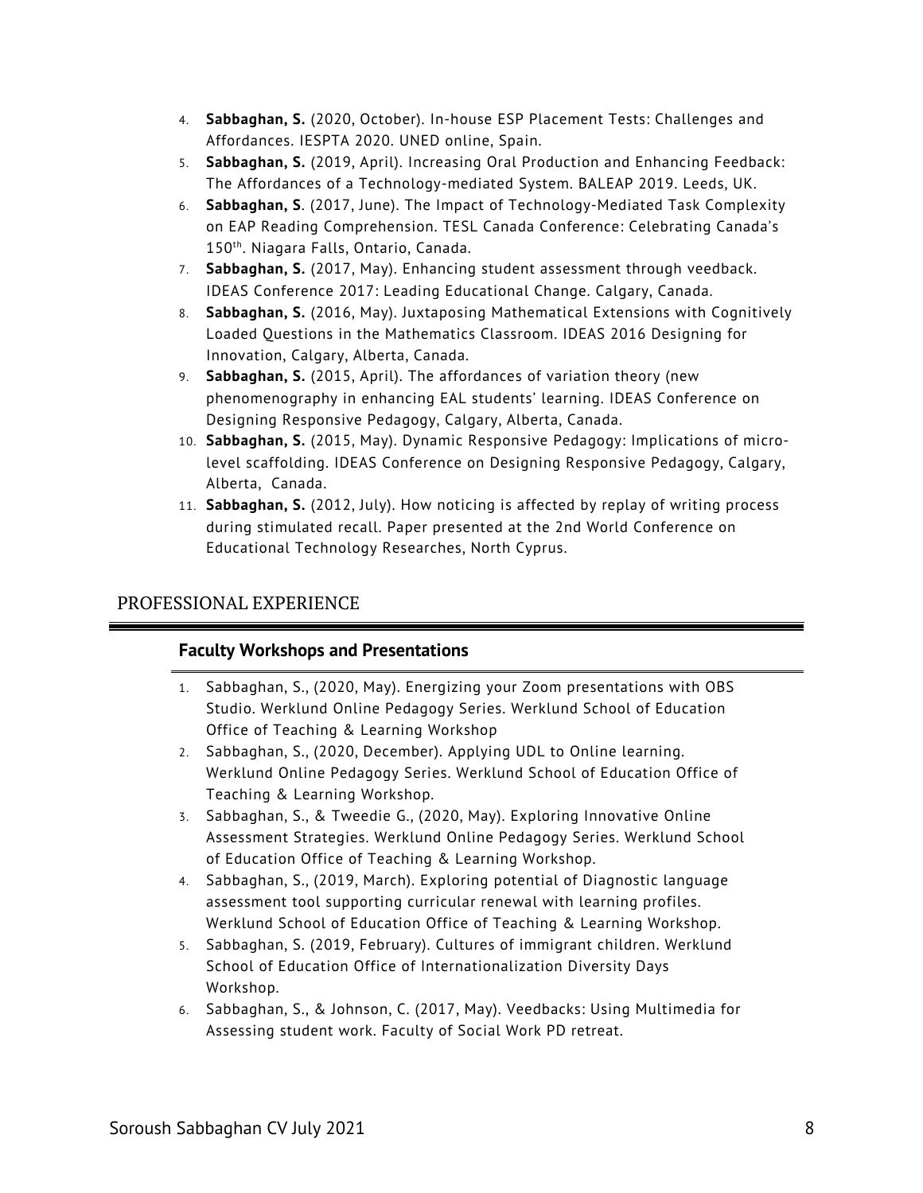4. **Sabbaghan, S.** (2020, October). In-house ESP Placement Tests: Challenges and Affordances. IESPTA 2020. UNED online, Spain.
5. **Sabbaghan, S.** (2019, April). Increasing Oral Production and Enhancing Feedback: The Affordances of a Technology-mediated System. BALEAP 2019. Leeds, UK.
6. **Sabbaghan, S**. (2017, June). The Impact of Technology-Mediated Task Complexity on EAP Reading Comprehension. TESL Canada Conference: Celebrating Canada's 150th. Niagara Falls, Ontario, Canada.
7. **Sabbaghan, S.** (2017, May). Enhancing student assessment through veedback. IDEAS Conference 2017: Leading Educational Change. Calgary, Canada.
8. **Sabbaghan, S.** (2016, May). Juxtaposing Mathematical Extensions with Cognitively Loaded Questions in the Mathematics Classroom. IDEAS 2016 Designing for Innovation, Calgary, Alberta, Canada.
9. **Sabbaghan, S.** (2015, April). The affordances of variation theory (new phenomenography in enhancing EAL students' learning. IDEAS Conference on Designing Responsive Pedagogy, Calgary, Alberta, Canada.
10. **Sabbaghan, S.** (2015, May). Dynamic Responsive Pedagogy: Implications of micro-level scaffolding. IDEAS Conference on Designing Responsive Pedagogy, Calgary, Alberta, Canada.
11. **Sabbaghan, S.** (2012, July). How noticing is affected by replay of writing process during stimulated recall. Paper presented at the 2nd World Conference on Educational Technology Researches, North Cyprus.

## PROFESSIONAL EXPERIENCE

### Faculty Workshops and Presentations

1. Sabbaghan, S., (2020, May). Energizing your Zoom presentations with OBS Studio. Werklund Online Pedagogy Series. Werklund School of Education Office of Teaching & Learning Workshop
2. Sabbaghan, S., (2020, December). Applying UDL to Online learning. Werklund Online Pedagogy Series. Werklund School of Education Office of Teaching & Learning Workshop.
3. Sabbaghan, S., & Tweedie G., (2020, May). Exploring Innovative Online Assessment Strategies. Werklund Online Pedagogy Series. Werklund School of Education Office of Teaching & Learning Workshop.
4. Sabbaghan, S., (2019, March). Exploring potential of Diagnostic language assessment tool supporting curricular renewal with learning profiles. Werklund School of Education Office of Teaching & Learning Workshop.
5. Sabbaghan, S. (2019, February). Cultures of immigrant children. Werklund School of Education Office of Internationalization Diversity Days Workshop.
6. Sabbaghan, S., & Johnson, C. (2017, May). Veedbacks: Using Multimedia for Assessing student work. Faculty of Social Work PD retreat.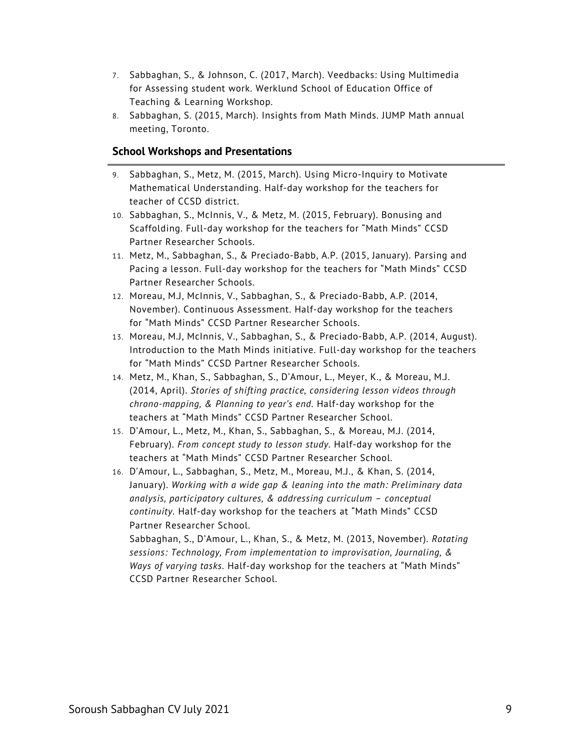7. Sabbaghan, S., & Johnson, C. (2017, March). Veedbacks: Using Multimedia for Assessing student work. Werklund School of Education Office of Teaching & Learning Workshop.
8. Sabbaghan, S. (2015, March). Insights from Math Minds. JUMP Math annual meeting, Toronto.

### School Workshops and Presentations

9. Sabbaghan, S., Metz, M. (2015, March). Using Micro-Inquiry to Motivate Mathematical Understanding. Half-day workshop for the teachers for teacher of CCSD district.
10. Sabbaghan, S., McInnis, V., & Metz, M. (2015, February). Bonusing and Scaffolding. Full-day workshop for the teachers for "Math Minds" CCSD Partner Researcher Schools.
11. Metz, M., Sabbaghan, S., & Preciado-Babb, A.P. (2015, January). Parsing and Pacing a lesson. Full-day workshop for the teachers for "Math Minds" CCSD Partner Researcher Schools.
12. Moreau, M.J, McInnis, V., Sabbaghan, S., & Preciado-Babb, A.P. (2014, November). Continuous Assessment. Half-day workshop for the teachers for "Math Minds" CCSD Partner Researcher Schools.
13. Moreau, M.J, McInnis, V., Sabbaghan, S., & Preciado-Babb, A.P. (2014, August). Introduction to the Math Minds initiative. Full-day workshop for the teachers for "Math Minds" CCSD Partner Researcher Schools.
14. Metz, M., Khan, S., Sabbaghan, S., D'Amour, L., Meyer, K., & Moreau, M.J. (2014, April). *Stories of shifting practice, considering lesson videos through chrono-mapping, & Planning to year's end*. Half-day workshop for the teachers at "Math Minds" CCSD Partner Researcher School.
15. D'Amour, L., Metz, M., Khan, S., Sabbaghan, S., & Moreau, M.J. (2014, February). *From concept study to lesson study*. Half-day workshop for the teachers at "Math Minds" CCSD Partner Researcher School.
16. D'Amour, L., Sabbaghan, S., Metz, M., Moreau, M.J., & Khan, S. (2014, January). *Working with a wide gap & leaning into the math: Preliminary data analysis, participatory cultures, & addressing curriculum – conceptual continuity*. Half-day workshop for the teachers at "Math Minds" CCSD Partner Researcher School.

    Sabbaghan, S., D'Amour, L., Khan, S., & Metz, M. (2013, November). *Rotating sessions: Technology, From implementation to improvisation, Journaling, & Ways of varying tasks*. Half-day workshop for the teachers at "Math Minds" CCSD Partner Researcher School.